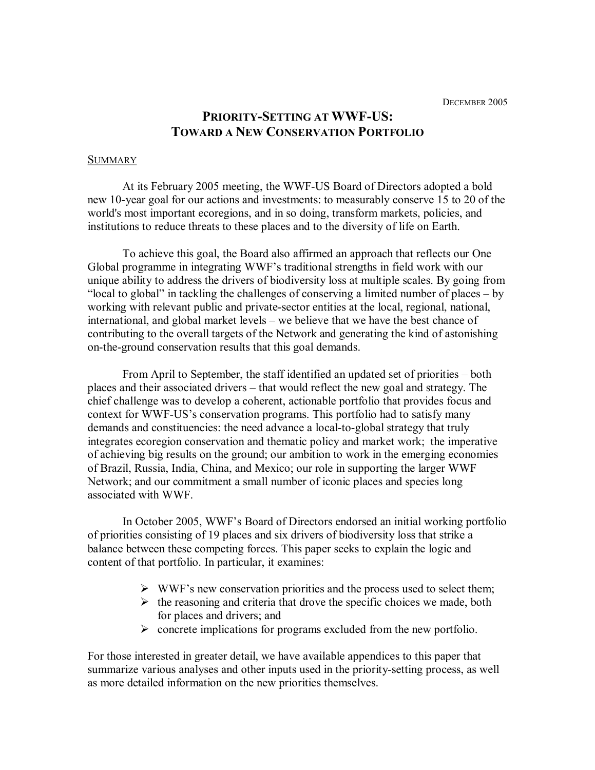DECEMBER 2005

# PRIORITY-SETTING AT WWF-US: TOWARD A NEW CONSERVATION PORTFOLIO

## SUMMARY

At its February 2005 meeting, the WWF-US Board of Directors adopted a bold new 10-year goal for our actions and investments: to measurably conserve 15 to 20 of the world's most important ecoregions, and in so doing, transform markets, policies, and institutions to reduce threats to these places and to the diversity of life on Earth.

To achieve this goal, the Board also affirmed an approach that reflects our One Global programme in integrating WWF's traditional strengths in field work with our unique ability to address the drivers of biodiversity loss at multiple scales. By going from "local to global" in tackling the challenges of conserving a limited number of places – by working with relevant public and private-sector entities at the local, regional, national, international, and global market levels – we believe that we have the best chance of contributing to the overall targets of the Network and generating the kind of astonishing on-the-ground conservation results that this goal demands.

From April to September, the staff identified an updated set of priorities – both places and their associated drivers – that would reflect the new goal and strategy. The chief challenge was to develop a coherent, actionable portfolio that provides focus and context for WWF-US's conservation programs. This portfolio had to satisfy many demands and constituencies: the need advance a local-to-global strategy that truly integrates ecoregion conservation and thematic policy and market work; the imperative of achieving big results on the ground; our ambition to work in the emerging economies of Brazil, Russia, India, China, and Mexico; our role in supporting the larger WWF Network; and our commitment a small number of iconic places and species long associated with WWF.

In October 2005, WWF's Board of Directors endorsed an initial working portfolio of priorities consisting of 19 places and six drivers of biodiversity loss that strike a balance between these competing forces. This paper seeks to explain the logic and content of that portfolio. In particular, it examines:

- WWF's new conservation priorities and the process used to select them;
- the reasoning and criteria that drove the specific choices we made, both for places and drivers; and
- concrete implications for programs excluded from the new portfolio.

For those interested in greater detail, we have available appendices to this paper that summarize various analyses and other inputs used in the priority-setting process, as well as more detailed information on the new priorities themselves.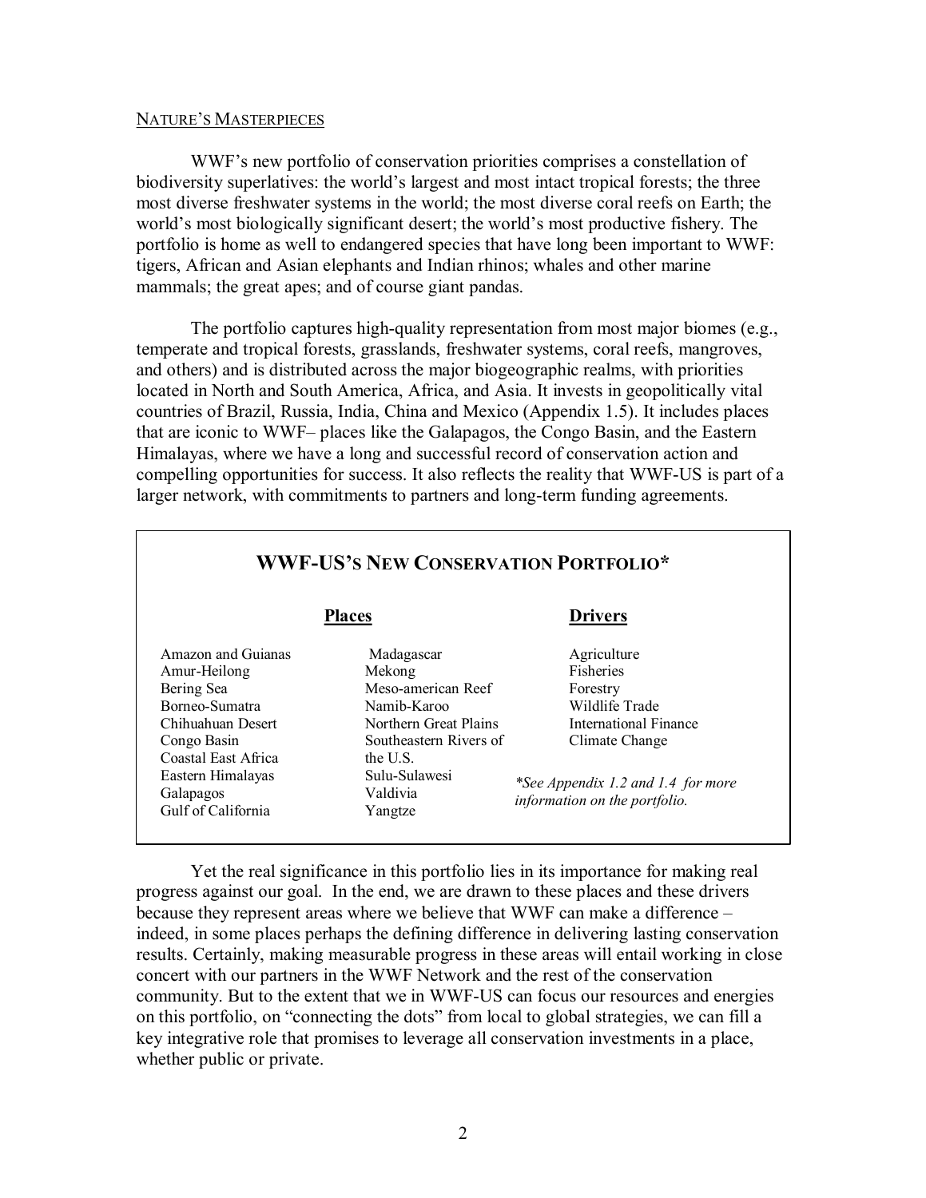## NATURE'S MASTERPIECES

WWF's new portfolio of conservation priorities comprises a constellation of biodiversity superlatives: the world's largest and most intact tropical forests; the three most diverse freshwater systems in the world; the most diverse coral reefs on Earth; the world's most biologically significant desert; the world's most productive fishery. The portfolio is home as well to endangered species that have long been important to WWF: tigers, African and Asian elephants and Indian rhinos; whales and other marine mammals; the great apes; and of course giant pandas.

The portfolio captures high-quality representation from most major biomes (e.g., temperate and tropical forests, grasslands, freshwater systems, coral reefs, mangroves, and others) and is distributed across the major biogeographic realms, with priorities located in North and South America, Africa, and Asia. It invests in geopolitically vital countries of Brazil, Russia, India, China and Mexico (Appendix 1.5). It includes places that are iconic to WWF– places like the Galapagos, the Congo Basin, and the Eastern Himalayas, where we have a long and successful record of conservation action and compelling opportunities for success. It also reflects the reality that WWF-US is part of a larger network, with commitments to partners and long-term funding agreements.

### WWF-US'S NEW CONSERVATION PORTFOLIO*

| **Places** | | **Drivers** |
|---|---|---|
| Amazon and Guianas | Madagascar | Agriculture |
| Amur-Heilong | Mekong | Fisheries |
| Bering Sea | Meso-american Reef | Forestry |
| Borneo-Sumatra | Namib-Karoo | Wildlife Trade |
| Chihuahuan Desert | Northern Great Plains | International Finance |
| Congo Basin | Southeastern Rivers of the U.S. | Climate Change |
| Coastal East Africa | Sulu-Sulawesi | |
| Eastern Himalayas | Valdivia | |
| Galapagos | Yangtze | |
| Gulf of California | | |

*\*See Appendix 1.2 and 1.4 for more information on the portfolio.*

Yet the real significance in this portfolio lies in its importance for making real progress against our goal. In the end, we are drawn to these places and these drivers because they represent areas where we believe that WWF can make a difference – indeed, in some places perhaps the defining difference in delivering lasting conservation results. Certainly, making measurable progress in these areas will entail working in close concert with our partners in the WWF Network and the rest of the conservation community. But to the extent that we in WWF-US can focus our resources and energies on this portfolio, on "connecting the dots" from local to global strategies, we can fill a key integrative role that promises to leverage all conservation investments in a place, whether public or private.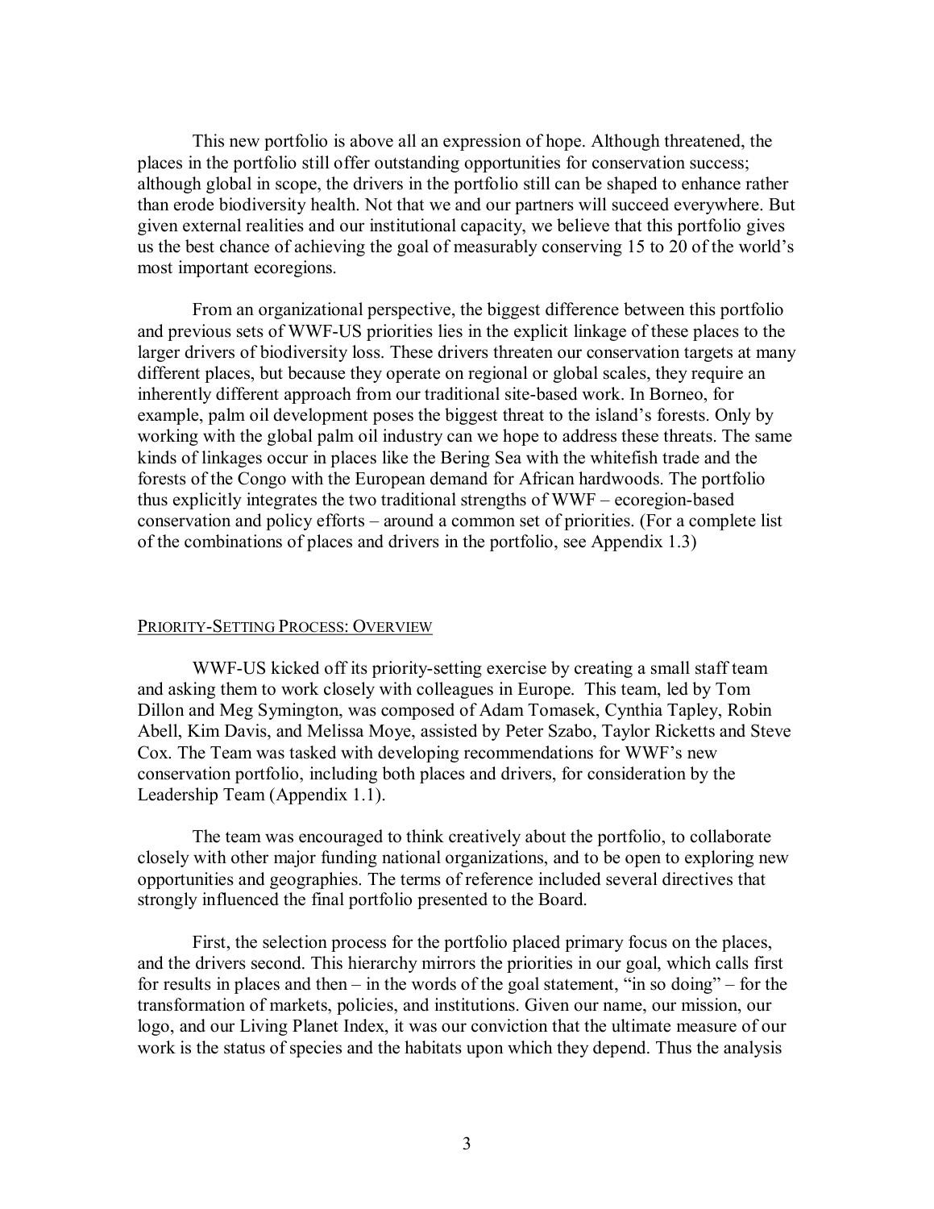This new portfolio is above all an expression of hope. Although threatened, the places in the portfolio still offer outstanding opportunities for conservation success; although global in scope, the drivers in the portfolio still can be shaped to enhance rather than erode biodiversity health. Not that we and our partners will succeed everywhere. But given external realities and our institutional capacity, we believe that this portfolio gives us the best chance of achieving the goal of measurably conserving 15 to 20 of the world's most important ecoregions.

From an organizational perspective, the biggest difference between this portfolio and previous sets of WWF-US priorities lies in the explicit linkage of these places to the larger drivers of biodiversity loss. These drivers threaten our conservation targets at many different places, but because they operate on regional or global scales, they require an inherently different approach from our traditional site-based work. In Borneo, for example, palm oil development poses the biggest threat to the island's forests. Only by working with the global palm oil industry can we hope to address these threats. The same kinds of linkages occur in places like the Bering Sea with the whitefish trade and the forests of the Congo with the European demand for African hardwoods. The portfolio thus explicitly integrates the two traditional strengths of WWF – ecoregion-based conservation and policy efforts – around a common set of priorities. (For a complete list of the combinations of places and drivers in the portfolio, see Appendix 1.3)

## PRIORITY-SETTING PROCESS: OVERVIEW

WWF-US kicked off its priority-setting exercise by creating a small staff team and asking them to work closely with colleagues in Europe. This team, led by Tom Dillon and Meg Symington, was composed of Adam Tomasek, Cynthia Tapley, Robin Abell, Kim Davis, and Melissa Moye, assisted by Peter Szabo, Taylor Ricketts and Steve Cox. The Team was tasked with developing recommendations for WWF's new conservation portfolio, including both places and drivers, for consideration by the Leadership Team (Appendix 1.1).

The team was encouraged to think creatively about the portfolio, to collaborate closely with other major funding national organizations, and to be open to exploring new opportunities and geographies. The terms of reference included several directives that strongly influenced the final portfolio presented to the Board.

First, the selection process for the portfolio placed primary focus on the places, and the drivers second. This hierarchy mirrors the priorities in our goal, which calls first for results in places and then – in the words of the goal statement, "in so doing" – for the transformation of markets, policies, and institutions. Given our name, our mission, our logo, and our Living Planet Index, it was our conviction that the ultimate measure of our work is the status of species and the habitats upon which they depend. Thus the analysis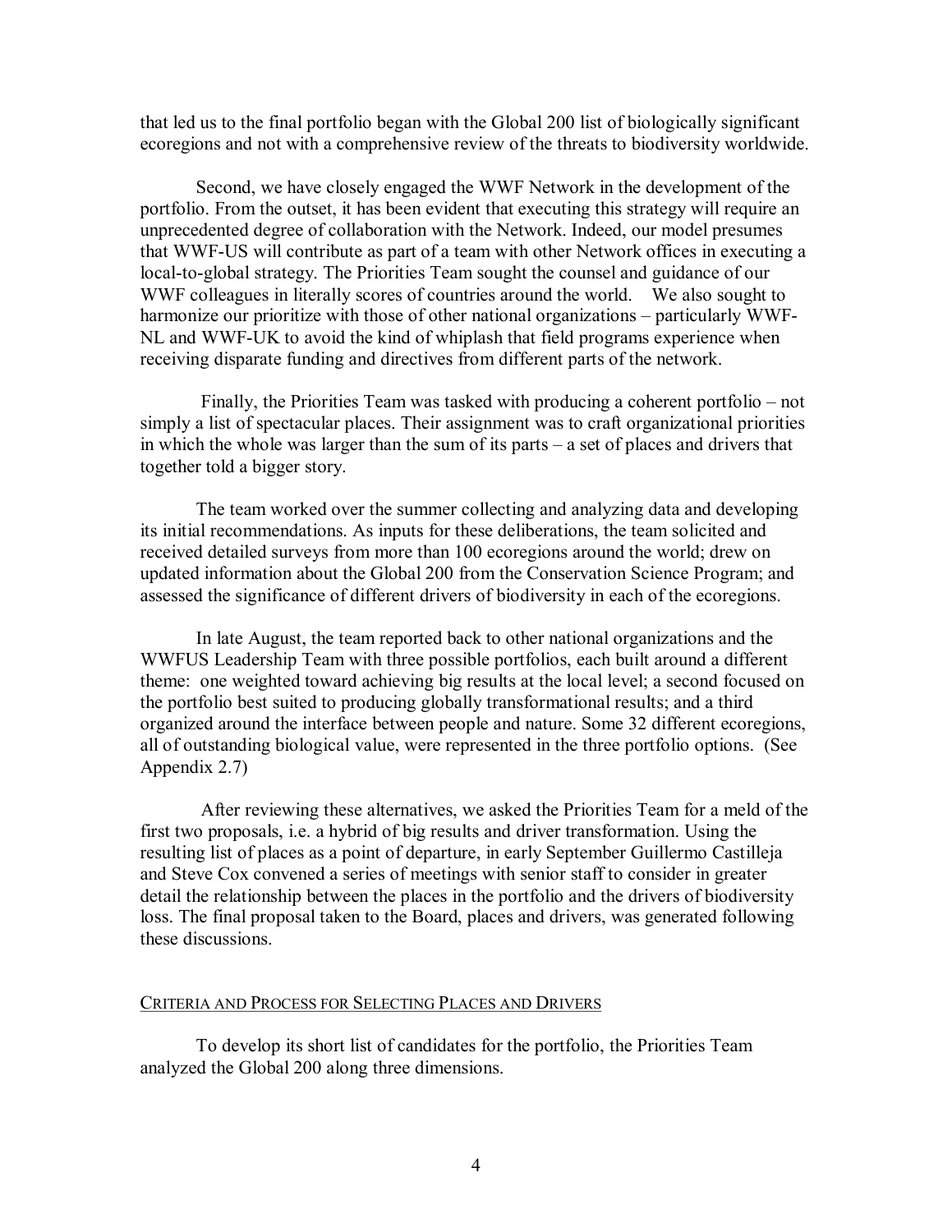that led us to the final portfolio began with the Global 200 list of biologically significant ecoregions and not with a comprehensive review of the threats to biodiversity worldwide.

Second, we have closely engaged the WWF Network in the development of the portfolio. From the outset, it has been evident that executing this strategy will require an unprecedented degree of collaboration with the Network. Indeed, our model presumes that WWF-US will contribute as part of a team with other Network offices in executing a local-to-global strategy. The Priorities Team sought the counsel and guidance of our WWF colleagues in literally scores of countries around the world. We also sought to harmonize our prioritize with those of other national organizations – particularly WWF-NL and WWF-UK to avoid the kind of whiplash that field programs experience when receiving disparate funding and directives from different parts of the network.

Finally, the Priorities Team was tasked with producing a coherent portfolio – not simply a list of spectacular places. Their assignment was to craft organizational priorities in which the whole was larger than the sum of its parts – a set of places and drivers that together told a bigger story.

The team worked over the summer collecting and analyzing data and developing its initial recommendations. As inputs for these deliberations, the team solicited and received detailed surveys from more than 100 ecoregions around the world; drew on updated information about the Global 200 from the Conservation Science Program; and assessed the significance of different drivers of biodiversity in each of the ecoregions.

In late August, the team reported back to other national organizations and the WWFUS Leadership Team with three possible portfolios, each built around a different theme: one weighted toward achieving big results at the local level; a second focused on the portfolio best suited to producing globally transformational results; and a third organized around the interface between people and nature. Some 32 different ecoregions, all of outstanding biological value, were represented in the three portfolio options. (See Appendix 2.7)

After reviewing these alternatives, we asked the Priorities Team for a meld of the first two proposals, i.e. a hybrid of big results and driver transformation. Using the resulting list of places as a point of departure, in early September Guillermo Castilleja and Steve Cox convened a series of meetings with senior staff to consider in greater detail the relationship between the places in the portfolio and the drivers of biodiversity loss. The final proposal taken to the Board, places and drivers, was generated following these discussions.

## CRITERIA AND PROCESS FOR SELECTING PLACES AND DRIVERS

To develop its short list of candidates for the portfolio, the Priorities Team analyzed the Global 200 along three dimensions.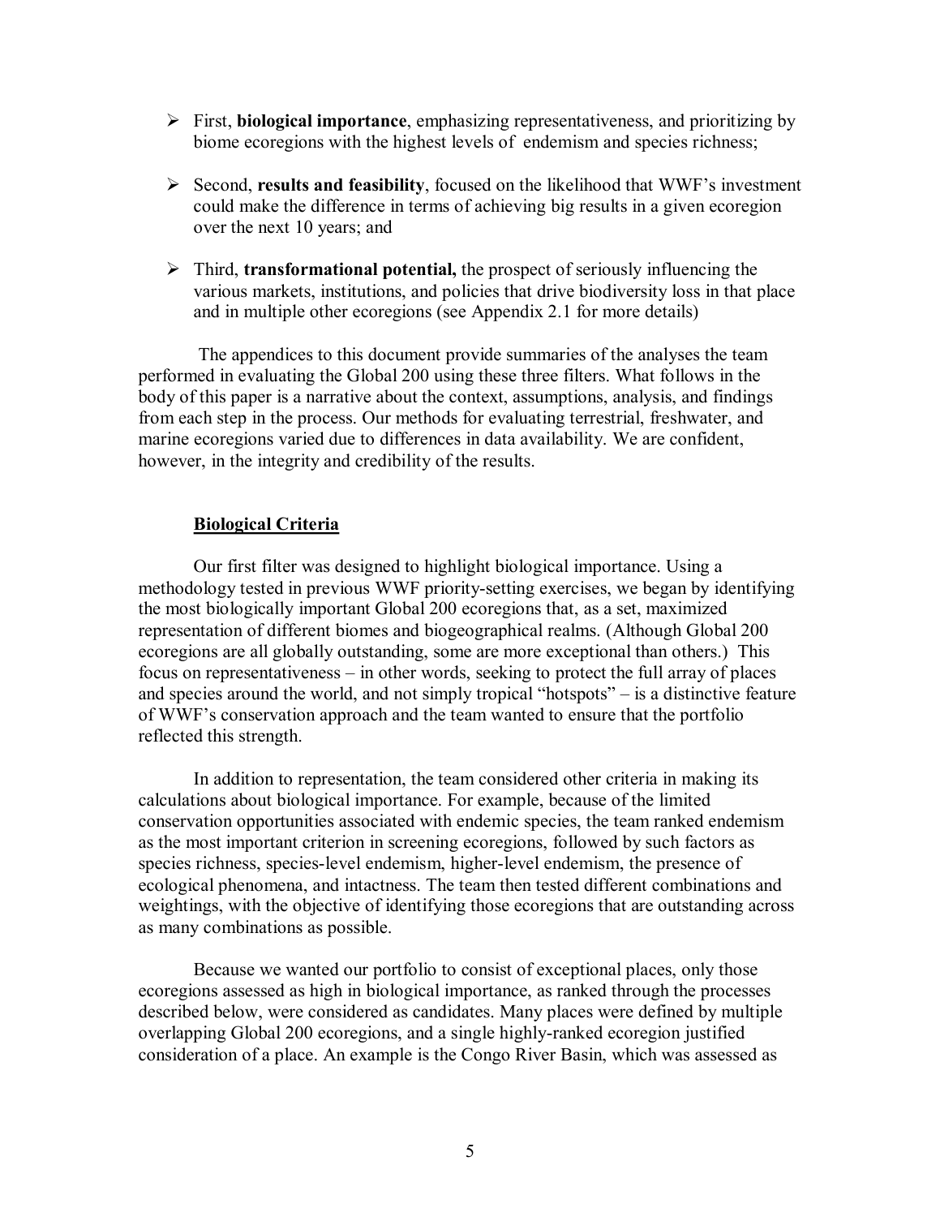- First, **biological importance**, emphasizing representativeness, and prioritizing by biome ecoregions with the highest levels of endemism and species richness;

- Second, **results and feasibility**, focused on the likelihood that WWF's investment could make the difference in terms of achieving big results in a given ecoregion over the next 10 years; and

- Third, **transformational potential,** the prospect of seriously influencing the various markets, institutions, and policies that drive biodiversity loss in that place and in multiple other ecoregions (see Appendix 2.1 for more details)

The appendices to this document provide summaries of the analyses the team performed in evaluating the Global 200 using these three filters. What follows in the body of this paper is a narrative about the context, assumptions, analysis, and findings from each step in the process. Our methods for evaluating terrestrial, freshwater, and marine ecoregions varied due to differences in data availability. We are confident, however, in the integrity and credibility of the results.

## Biological Criteria

Our first filter was designed to highlight biological importance. Using a methodology tested in previous WWF priority-setting exercises, we began by identifying the most biologically important Global 200 ecoregions that, as a set, maximized representation of different biomes and biogeographical realms. (Although Global 200 ecoregions are all globally outstanding, some are more exceptional than others.) This focus on representativeness – in other words, seeking to protect the full array of places and species around the world, and not simply tropical "hotspots" – is a distinctive feature of WWF's conservation approach and the team wanted to ensure that the portfolio reflected this strength.

In addition to representation, the team considered other criteria in making its calculations about biological importance. For example, because of the limited conservation opportunities associated with endemic species, the team ranked endemism as the most important criterion in screening ecoregions, followed by such factors as species richness, species-level endemism, higher-level endemism, the presence of ecological phenomena, and intactness. The team then tested different combinations and weightings, with the objective of identifying those ecoregions that are outstanding across as many combinations as possible.

Because we wanted our portfolio to consist of exceptional places, only those ecoregions assessed as high in biological importance, as ranked through the processes described below, were considered as candidates. Many places were defined by multiple overlapping Global 200 ecoregions, and a single highly-ranked ecoregion justified consideration of a place. An example is the Congo River Basin, which was assessed as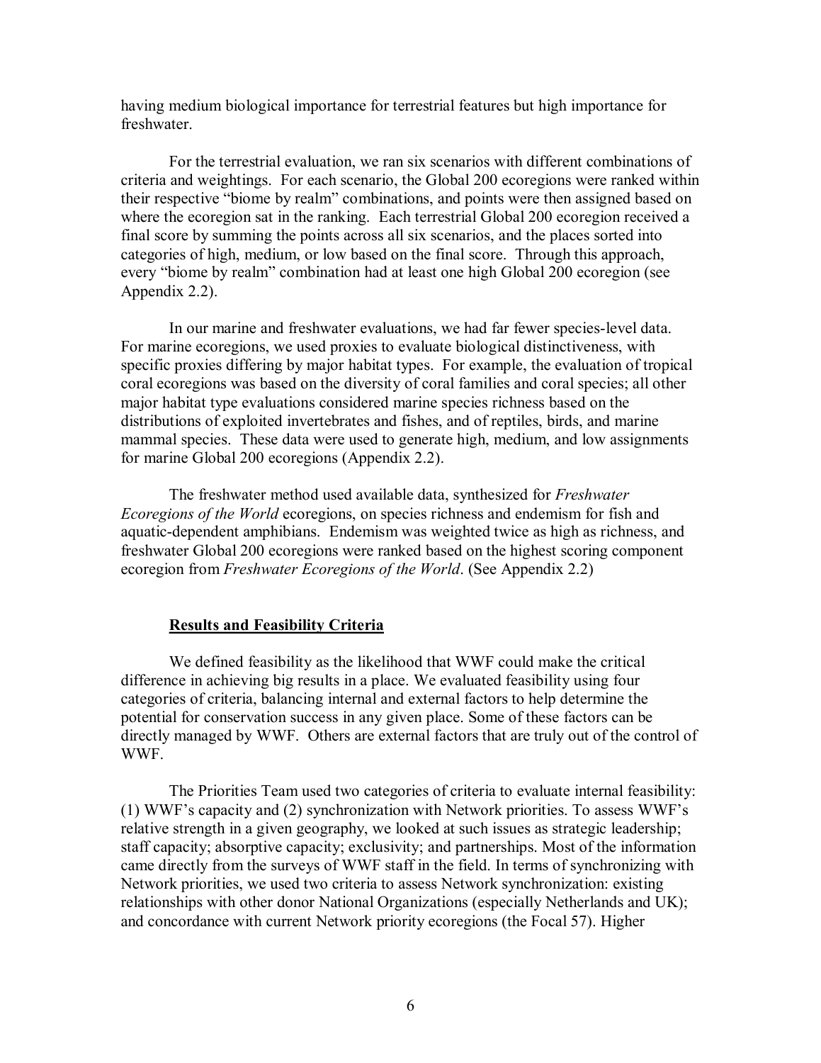having medium biological importance for terrestrial features but high importance for freshwater.

For the terrestrial evaluation, we ran six scenarios with different combinations of criteria and weightings. For each scenario, the Global 200 ecoregions were ranked within their respective "biome by realm" combinations, and points were then assigned based on where the ecoregion sat in the ranking. Each terrestrial Global 200 ecoregion received a final score by summing the points across all six scenarios, and the places sorted into categories of high, medium, or low based on the final score. Through this approach, every "biome by realm" combination had at least one high Global 200 ecoregion (see Appendix 2.2).

In our marine and freshwater evaluations, we had far fewer species-level data. For marine ecoregions, we used proxies to evaluate biological distinctiveness, with specific proxies differing by major habitat types. For example, the evaluation of tropical coral ecoregions was based on the diversity of coral families and coral species; all other major habitat type evaluations considered marine species richness based on the distributions of exploited invertebrates and fishes, and of reptiles, birds, and marine mammal species. These data were used to generate high, medium, and low assignments for marine Global 200 ecoregions (Appendix 2.2).

The freshwater method used available data, synthesized for *Freshwater Ecoregions of the World* ecoregions, on species richness and endemism for fish and aquatic-dependent amphibians. Endemism was weighted twice as high as richness, and freshwater Global 200 ecoregions were ranked based on the highest scoring component ecoregion from *Freshwater Ecoregions of the World*. (See Appendix 2.2)

## Results and Feasibility Criteria

We defined feasibility as the likelihood that WWF could make the critical difference in achieving big results in a place. We evaluated feasibility using four categories of criteria, balancing internal and external factors to help determine the potential for conservation success in any given place. Some of these factors can be directly managed by WWF. Others are external factors that are truly out of the control of WWF.

The Priorities Team used two categories of criteria to evaluate internal feasibility: (1) WWF's capacity and (2) synchronization with Network priorities. To assess WWF's relative strength in a given geography, we looked at such issues as strategic leadership; staff capacity; absorptive capacity; exclusivity; and partnerships. Most of the information came directly from the surveys of WWF staff in the field. In terms of synchronizing with Network priorities, we used two criteria to assess Network synchronization: existing relationships with other donor National Organizations (especially Netherlands and UK); and concordance with current Network priority ecoregions (the Focal 57). Higher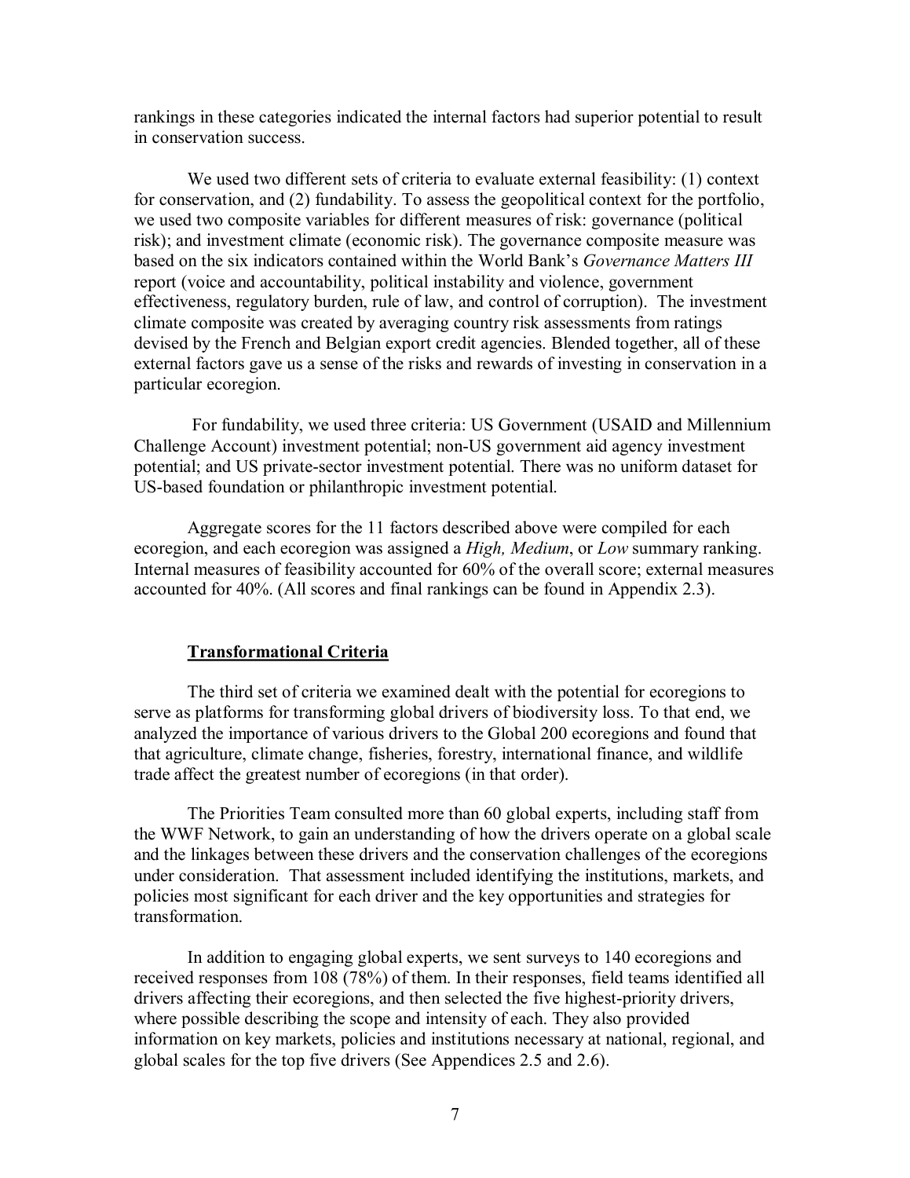rankings in these categories indicated the internal factors had superior potential to result in conservation success.

We used two different sets of criteria to evaluate external feasibility: (1) context for conservation, and (2) fundability. To assess the geopolitical context for the portfolio, we used two composite variables for different measures of risk: governance (political risk); and investment climate (economic risk). The governance composite measure was based on the six indicators contained within the World Bank's *Governance Matters III* report (voice and accountability, political instability and violence, government effectiveness, regulatory burden, rule of law, and control of corruption). The investment climate composite was created by averaging country risk assessments from ratings devised by the French and Belgian export credit agencies. Blended together, all of these external factors gave us a sense of the risks and rewards of investing in conservation in a particular ecoregion.

For fundability, we used three criteria: US Government (USAID and Millennium Challenge Account) investment potential; non-US government aid agency investment potential; and US private-sector investment potential. There was no uniform dataset for US-based foundation or philanthropic investment potential.

Aggregate scores for the 11 factors described above were compiled for each ecoregion, and each ecoregion was assigned a *High, Medium*, or *Low* summary ranking. Internal measures of feasibility accounted for 60% of the overall score; external measures accounted for 40%. (All scores and final rankings can be found in Appendix 2.3).

## Transformational Criteria

The third set of criteria we examined dealt with the potential for ecoregions to serve as platforms for transforming global drivers of biodiversity loss. To that end, we analyzed the importance of various drivers to the Global 200 ecoregions and found that that agriculture, climate change, fisheries, forestry, international finance, and wildlife trade affect the greatest number of ecoregions (in that order).

The Priorities Team consulted more than 60 global experts, including staff from the WWF Network, to gain an understanding of how the drivers operate on a global scale and the linkages between these drivers and the conservation challenges of the ecoregions under consideration. That assessment included identifying the institutions, markets, and policies most significant for each driver and the key opportunities and strategies for transformation.

In addition to engaging global experts, we sent surveys to 140 ecoregions and received responses from 108 (78%) of them. In their responses, field teams identified all drivers affecting their ecoregions, and then selected the five highest-priority drivers, where possible describing the scope and intensity of each. They also provided information on key markets, policies and institutions necessary at national, regional, and global scales for the top five drivers (See Appendices 2.5 and 2.6).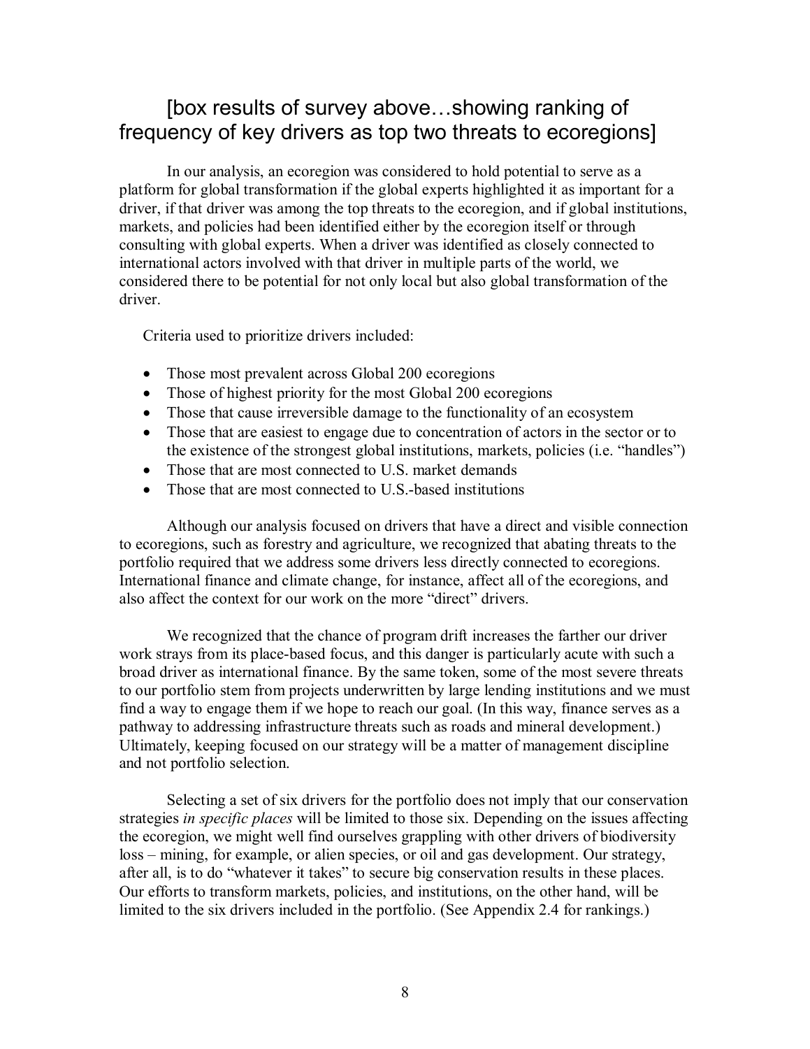## [box results of survey above…showing ranking of frequency of key drivers as top two threats to ecoregions]

In our analysis, an ecoregion was considered to hold potential to serve as a platform for global transformation if the global experts highlighted it as important for a driver, if that driver was among the top threats to the ecoregion, and if global institutions, markets, and policies had been identified either by the ecoregion itself or through consulting with global experts. When a driver was identified as closely connected to international actors involved with that driver in multiple parts of the world, we considered there to be potential for not only local but also global transformation of the driver.

Criteria used to prioritize drivers included:

- Those most prevalent across Global 200 ecoregions
- Those of highest priority for the most Global 200 ecoregions
- Those that cause irreversible damage to the functionality of an ecosystem
- Those that are easiest to engage due to concentration of actors in the sector or to the existence of the strongest global institutions, markets, policies (i.e. "handles")
- Those that are most connected to U.S. market demands
- Those that are most connected to U.S.-based institutions

Although our analysis focused on drivers that have a direct and visible connection to ecoregions, such as forestry and agriculture, we recognized that abating threats to the portfolio required that we address some drivers less directly connected to ecoregions. International finance and climate change, for instance, affect all of the ecoregions, and also affect the context for our work on the more "direct" drivers.

We recognized that the chance of program drift increases the farther our driver work strays from its place-based focus, and this danger is particularly acute with such a broad driver as international finance. By the same token, some of the most severe threats to our portfolio stem from projects underwritten by large lending institutions and we must find a way to engage them if we hope to reach our goal. (In this way, finance serves as a pathway to addressing infrastructure threats such as roads and mineral development.) Ultimately, keeping focused on our strategy will be a matter of management discipline and not portfolio selection.

Selecting a set of six drivers for the portfolio does not imply that our conservation strategies *in specific places* will be limited to those six. Depending on the issues affecting the ecoregion, we might well find ourselves grappling with other drivers of biodiversity loss – mining, for example, or alien species, or oil and gas development. Our strategy, after all, is to do "whatever it takes" to secure big conservation results in these places. Our efforts to transform markets, policies, and institutions, on the other hand, will be limited to the six drivers included in the portfolio. (See Appendix 2.4 for rankings.)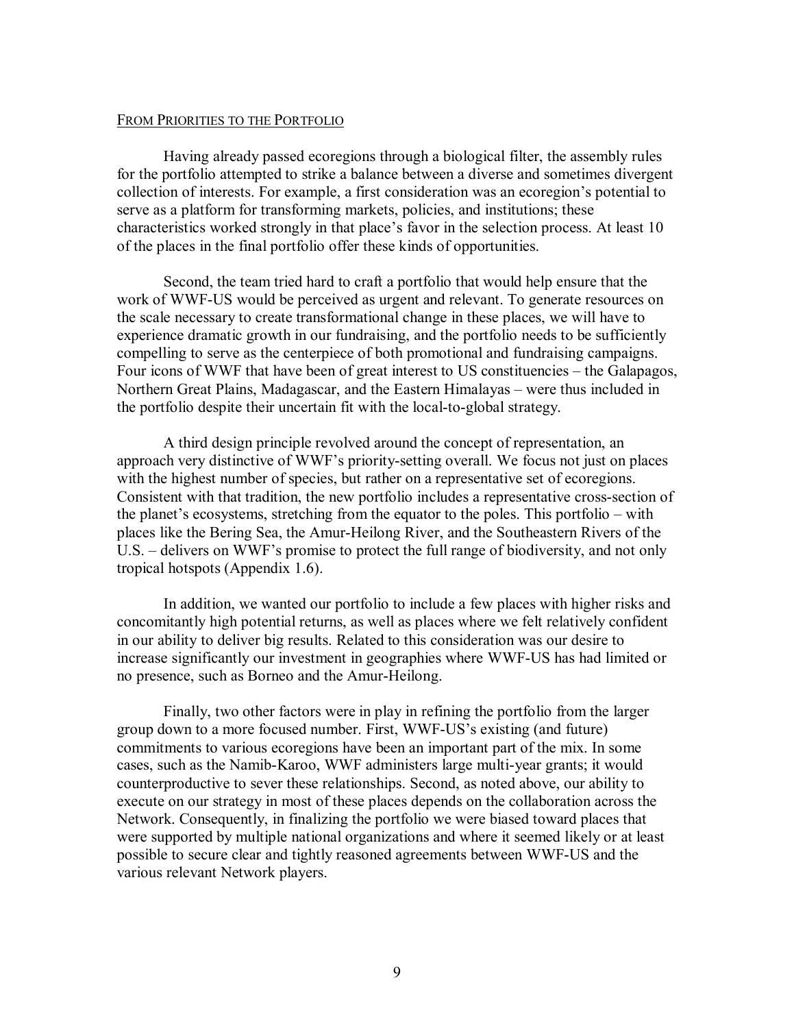## FROM PRIORITIES TO THE PORTFOLIO

Having already passed ecoregions through a biological filter, the assembly rules for the portfolio attempted to strike a balance between a diverse and sometimes divergent collection of interests. For example, a first consideration was an ecoregion's potential to serve as a platform for transforming markets, policies, and institutions; these characteristics worked strongly in that place's favor in the selection process. At least 10 of the places in the final portfolio offer these kinds of opportunities.

Second, the team tried hard to craft a portfolio that would help ensure that the work of WWF-US would be perceived as urgent and relevant. To generate resources on the scale necessary to create transformational change in these places, we will have to experience dramatic growth in our fundraising, and the portfolio needs to be sufficiently compelling to serve as the centerpiece of both promotional and fundraising campaigns. Four icons of WWF that have been of great interest to US constituencies – the Galapagos, Northern Great Plains, Madagascar, and the Eastern Himalayas – were thus included in the portfolio despite their uncertain fit with the local-to-global strategy.

A third design principle revolved around the concept of representation, an approach very distinctive of WWF's priority-setting overall. We focus not just on places with the highest number of species, but rather on a representative set of ecoregions. Consistent with that tradition, the new portfolio includes a representative cross-section of the planet's ecosystems, stretching from the equator to the poles. This portfolio – with places like the Bering Sea, the Amur-Heilong River, and the Southeastern Rivers of the U.S. – delivers on WWF's promise to protect the full range of biodiversity, and not only tropical hotspots (Appendix 1.6).

In addition, we wanted our portfolio to include a few places with higher risks and concomitantly high potential returns, as well as places where we felt relatively confident in our ability to deliver big results. Related to this consideration was our desire to increase significantly our investment in geographies where WWF-US has had limited or no presence, such as Borneo and the Amur-Heilong.

Finally, two other factors were in play in refining the portfolio from the larger group down to a more focused number. First, WWF-US's existing (and future) commitments to various ecoregions have been an important part of the mix. In some cases, such as the Namib-Karoo, WWF administers large multi-year grants; it would counterproductive to sever these relationships. Second, as noted above, our ability to execute on our strategy in most of these places depends on the collaboration across the Network. Consequently, in finalizing the portfolio we were biased toward places that were supported by multiple national organizations and where it seemed likely or at least possible to secure clear and tightly reasoned agreements between WWF-US and the various relevant Network players.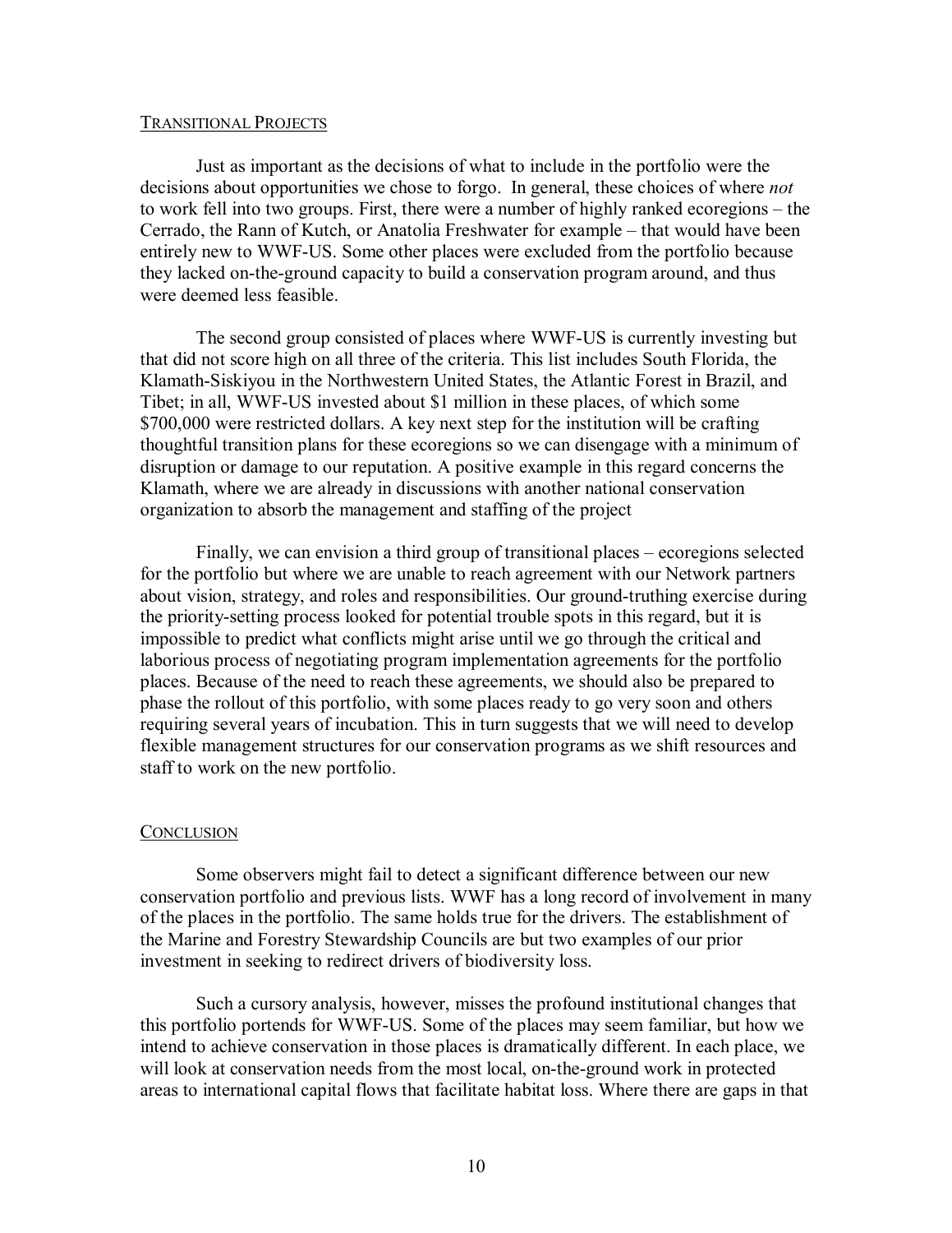## TRANSITIONAL PROJECTS

Just as important as the decisions of what to include in the portfolio were the decisions about opportunities we chose to forgo. In general, these choices of where *not* to work fell into two groups. First, there were a number of highly ranked ecoregions – the Cerrado, the Rann of Kutch, or Anatolia Freshwater for example – that would have been entirely new to WWF-US. Some other places were excluded from the portfolio because they lacked on-the-ground capacity to build a conservation program around, and thus were deemed less feasible.

The second group consisted of places where WWF-US is currently investing but that did not score high on all three of the criteria. This list includes South Florida, the Klamath-Siskiyou in the Northwestern United States, the Atlantic Forest in Brazil, and Tibet; in all, WWF-US invested about $1 million in these places, of which some $700,000 were restricted dollars. A key next step for the institution will be crafting thoughtful transition plans for these ecoregions so we can disengage with a minimum of disruption or damage to our reputation. A positive example in this regard concerns the Klamath, where we are already in discussions with another national conservation organization to absorb the management and staffing of the project

Finally, we can envision a third group of transitional places – ecoregions selected for the portfolio but where we are unable to reach agreement with our Network partners about vision, strategy, and roles and responsibilities. Our ground-truthing exercise during the priority-setting process looked for potential trouble spots in this regard, but it is impossible to predict what conflicts might arise until we go through the critical and laborious process of negotiating program implementation agreements for the portfolio places. Because of the need to reach these agreements, we should also be prepared to phase the rollout of this portfolio, with some places ready to go very soon and others requiring several years of incubation. This in turn suggests that we will need to develop flexible management structures for our conservation programs as we shift resources and staff to work on the new portfolio.

## CONCLUSION

Some observers might fail to detect a significant difference between our new conservation portfolio and previous lists. WWF has a long record of involvement in many of the places in the portfolio. The same holds true for the drivers. The establishment of the Marine and Forestry Stewardship Councils are but two examples of our prior investment in seeking to redirect drivers of biodiversity loss.

Such a cursory analysis, however, misses the profound institutional changes that this portfolio portends for WWF-US. Some of the places may seem familiar, but how we intend to achieve conservation in those places is dramatically different. In each place, we will look at conservation needs from the most local, on-the-ground work in protected areas to international capital flows that facilitate habitat loss. Where there are gaps in that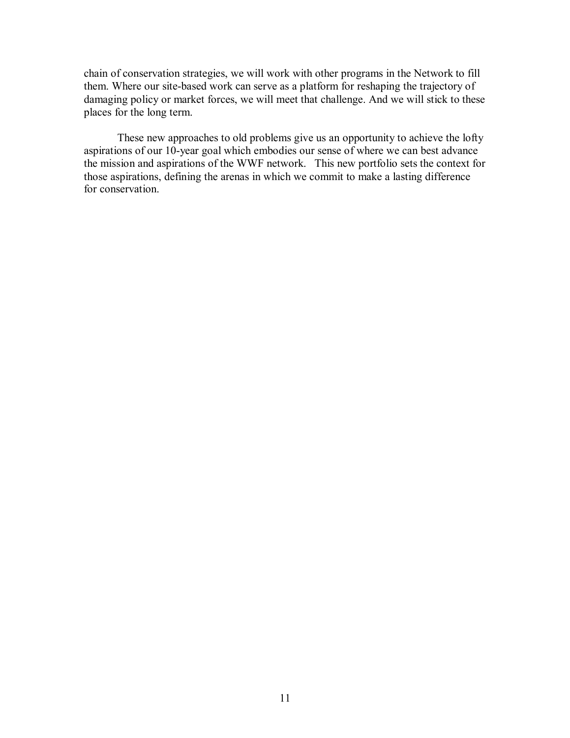chain of conservation strategies, we will work with other programs in the Network to fill them. Where our site-based work can serve as a platform for reshaping the trajectory of damaging policy or market forces, we will meet that challenge. And we will stick to these places for the long term.

These new approaches to old problems give us an opportunity to achieve the lofty aspirations of our 10-year goal which embodies our sense of where we can best advance the mission and aspirations of the WWF network. This new portfolio sets the context for those aspirations, defining the arenas in which we commit to make a lasting difference for conservation.